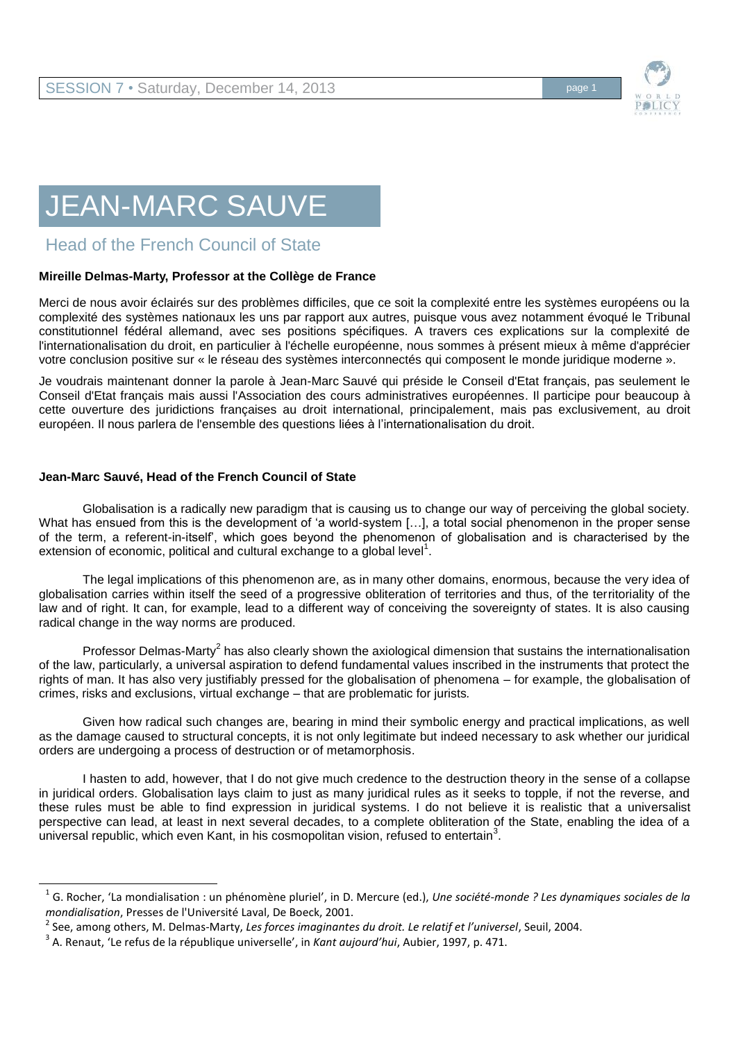# JEAN-MARC SAUVE

## Head of the French Council of State

**Mireille Delmas-Marty, Professor at the Collège de France**

Merci de nous avoir éclairés sur des problèmes difficiles, que ce soit la complexité entre les systèmes européens ou la complexité des systèmes nationaux les uns par rapport aux autres, puisque vous avez notamment évoqué le Tribunal constitutionnel fédéral allemand, avec ses positions spécifiques. A travers ces explications sur la complexité de l'internationalisation du droit, en particulier à l'échelle européenne, nous sommes à présent mieux à même d'apprécier votre conclusion positive sur « le réseau des systèmes interconnectés qui composent le monde juridique moderne ».

Je voudrais maintenant donner la parole à Jean-Marc Sauvé qui préside le Conseil d'Etat français, pas seulement le Conseil d'Etat français mais aussi l'Association des cours administratives européennes. Il participe pour beaucoup à cette ouverture des juridictions françaises au droit international, principalement, mais pas exclusivement, au droit européen. Il nous parlera de l'ensemble des questions liées à l'internationalisation du droit.

**Jean-Marc Sauvé, Head of the French Council of State**

Globalisation is a radically new paradigm that is causing us to change our way of perceiving the global society. What has ensued from this is the development of 'a world-system […], a total social phenomenon in the proper sense of the term, a referent-in-itself', which goes beyond the phenomenon of globalisation and is characterised by the extension of economic, political and cultural exchange to a global level[1].

The legal implications of this phenomenon are, as in many other domains, enormous, because the very idea of globalisation carries within itself the seed of a progressive obliteration of territories and thus, of the territoriality of the law and of right. It can, for example, lead to a different way of conceiving the sovereignty of states. It is also causing radical change in the way norms are produced.

Professor Delmas-Marty[2] has also clearly shown the axiological dimension that sustains the internationalisation of the law, particularly, a universal aspiration to defend fundamental values inscribed in the instruments that protect the rights of man. It has also very justifiably pressed for the globalisation of phenomena – for example, the globalisation of crimes, risks and exclusions, virtual exchange – that are problematic for jurists.

Given how radical such changes are, bearing in mind their symbolic energy and practical implications, as well as the damage caused to structural concepts, it is not only legitimate but indeed necessary to ask whether our juridical orders are undergoing a process of destruction or of metamorphosis.

I hasten to add, however, that I do not give much credence to the destruction theory in the sense of a collapse in juridical orders. Globalisation lays claim to just as many juridical rules as it seeks to topple, if not the reverse, and these rules must be able to find expression in juridical systems. I do not believe it is realistic that a universalist perspective can lead, at least in next several decades, to a complete obliteration of the State, enabling the idea of a universal republic, which even Kant, in his cosmopolitan vision, refused to entertain[3].

---

[1] G. Rocher, 'La mondialisation : un phénomène pluriel', in D. Mercure (ed.), *Une société-monde ? Les dynamiques sociales de la mondialisation*, Presses de l'Université Laval, De Boeck, 2001.

[2] See, among others, M. Delmas-Marty, *Les forces imaginantes du droit. Le relatif et l'universel*, Seuil, 2004.

[3] A. Renaut, 'Le refus de la république universelle', in *Kant aujourd'hui*, Aubier, 1997, p. 471.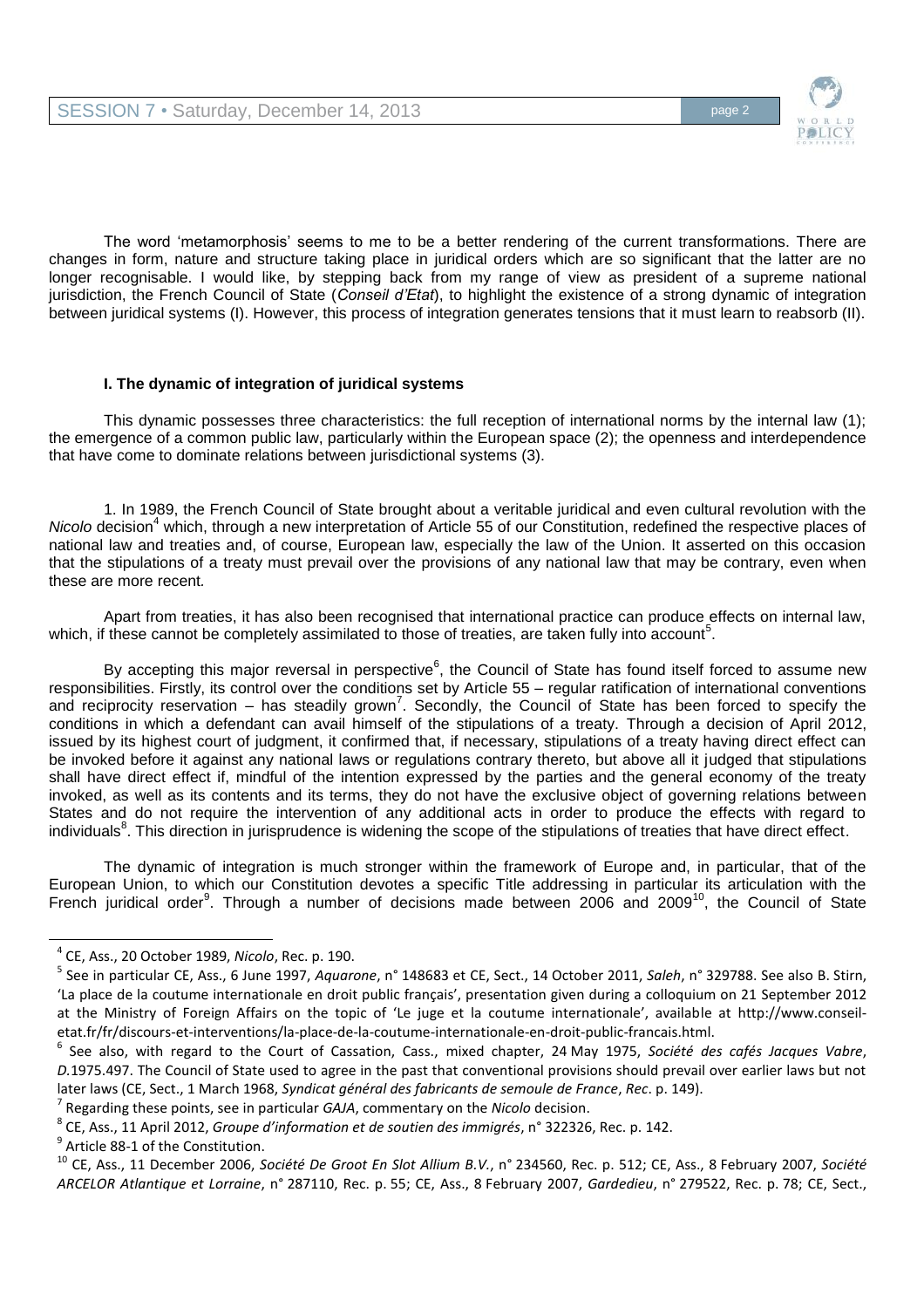The word 'metamorphosis' seems to me to be a better rendering of the current transformations. There are changes in form, nature and structure taking place in juridical orders which are so significant that the latter are no longer recognisable. I would like, by stepping back from my range of view as president of a supreme national jurisdiction, the French Council of State (*Conseil d'Etat*), to highlight the existence of a strong dynamic of integration between juridical systems (I). However, this process of integration generates tensions that it must learn to reabsorb (II).

### I. The dynamic of integration of juridical systems

This dynamic possesses three characteristics: the full reception of international norms by the internal law (1); the emergence of a common public law, particularly within the European space (2); the openness and interdependence that have come to dominate relations between jurisdictional systems (3).

1. In 1989, the French Council of State brought about a veritable juridical and even cultural revolution with the *Nicolo* decision[4] which, through a new interpretation of Article 55 of our Constitution, redefined the respective places of national law and treaties and, of course, European law, especially the law of the Union. It asserted on this occasion that the stipulations of a treaty must prevail over the provisions of any national law that may be contrary, even when these are more recent.

Apart from treaties, it has also been recognised that international practice can produce effects on internal law, which, if these cannot be completely assimilated to those of treaties, are taken fully into account[5].

By accepting this major reversal in perspective[6], the Council of State has found itself forced to assume new responsibilities. Firstly, its control over the conditions set by Article 55 – regular ratification of international conventions and reciprocity reservation – has steadily grown[7]. Secondly, the Council of State has been forced to specify the conditions in which a defendant can avail himself of the stipulations of a treaty. Through a decision of April 2012, issued by its highest court of judgment, it confirmed that, if necessary, stipulations of a treaty having direct effect can be invoked before it against any national laws or regulations contrary thereto, but above all it judged that stipulations shall have direct effect if, mindful of the intention expressed by the parties and the general economy of the treaty invoked, as well as its contents and its terms, they do not have the exclusive object of governing relations between States and do not require the intervention of any additional acts in order to produce the effects with regard to individuals[8]. This direction in jurisprudence is widening the scope of the stipulations of treaties that have direct effect.

The dynamic of integration is much stronger within the framework of Europe and, in particular, that of the European Union, to which our Constitution devotes a specific Title addressing in particular its articulation with the French juridical order[9]. Through a number of decisions made between 2006 and 2009[10], the Council of State

---

[4] CE, Ass., 20 October 1989, *Nicolo*, Rec. p. 190.

[5] See in particular CE, Ass., 6 June 1997, *Aquarone*, n° 148683 et CE, Sect., 14 October 2011, *Saleh*, n° 329788. See also B. Stirn, 'La place de la coutume internationale en droit public français', presentation given during a colloquium on 21 September 2012 at the Ministry of Foreign Affairs on the topic of 'Le juge et la coutume internationale', available at http://www.conseil-etat.fr/fr/discours-et-interventions/la-place-de-la-coutume-internationale-en-droit-public-francais.html.

[6] See also, with regard to the Court of Cassation, Cass., mixed chapter, 24 May 1975, *Société des cafés Jacques Vabre*, *D.*1975.497. The Council of State used to agree in the past that conventional provisions should prevail over earlier laws but not later laws (CE, Sect., 1 March 1968, *Syndicat général des fabricants de semoule de France*, *Rec*. p. 149).

[7] Regarding these points, see in particular *GAJA*, commentary on the *Nicolo* decision.

[8] CE, Ass., 11 April 2012, *Groupe d'information et de soutien des immigrés*, n° 322326, Rec. p. 142.

[9] Article 88-1 of the Constitution.

[10] CE, Ass., 11 December 2006, *Société De Groot En Slot Allium B.V.*, n° 234560, Rec. p. 512; CE, Ass., 8 February 2007, *Société ARCELOR Atlantique et Lorraine*, n° 287110, Rec. p. 55; CE, Ass., 8 February 2007, *Gardedieu*, n° 279522, Rec. p. 78; CE, Sect.,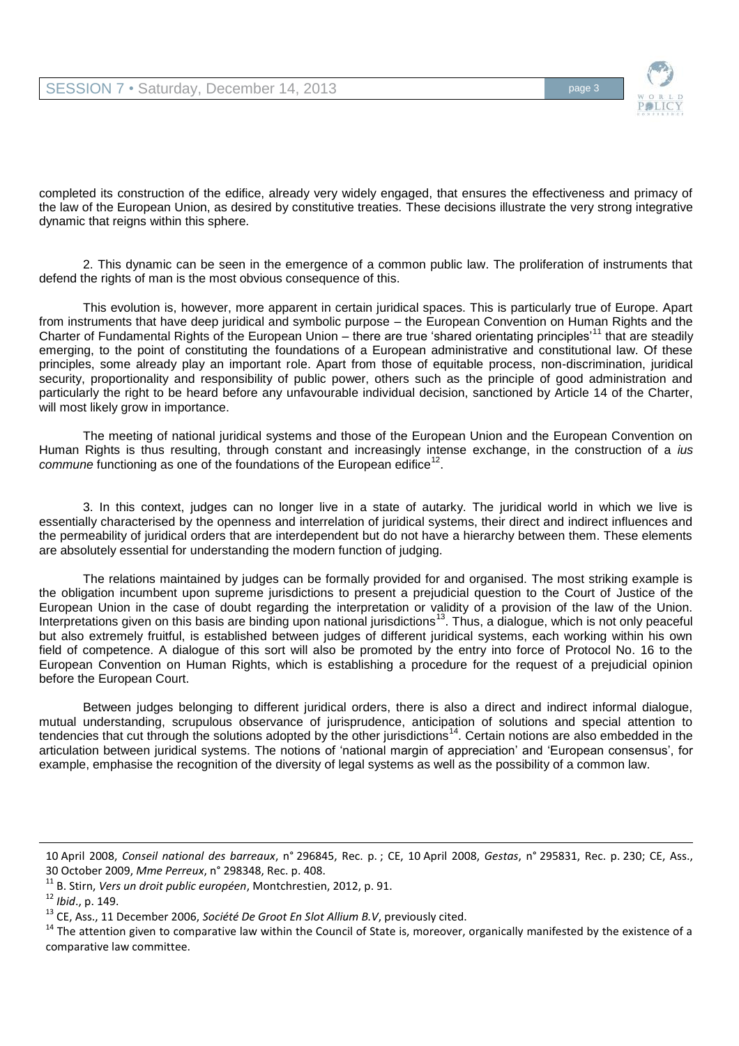completed its construction of the edifice, already very widely engaged, that ensures the effectiveness and primacy of the law of the European Union, as desired by constitutive treaties. These decisions illustrate the very strong integrative dynamic that reigns within this sphere.

2. This dynamic can be seen in the emergence of a common public law. The proliferation of instruments that defend the rights of man is the most obvious consequence of this.

This evolution is, however, more apparent in certain juridical spaces. This is particularly true of Europe. Apart from instruments that have deep juridical and symbolic purpose – the European Convention on Human Rights and the Charter of Fundamental Rights of the European Union – there are true 'shared orientating principles'[11] that are steadily emerging, to the point of constituting the foundations of a European administrative and constitutional law. Of these principles, some already play an important role. Apart from those of equitable process, non-discrimination, juridical security, proportionality and responsibility of public power, others such as the principle of good administration and particularly the right to be heard before any unfavourable individual decision, sanctioned by Article 14 of the Charter, will most likely grow in importance.

The meeting of national juridical systems and those of the European Union and the European Convention on Human Rights is thus resulting, through constant and increasingly intense exchange, in the construction of a *ius commune* functioning as one of the foundations of the European edifice[12].

3. In this context, judges can no longer live in a state of autarky. The juridical world in which we live is essentially characterised by the openness and interrelation of juridical systems, their direct and indirect influences and the permeability of juridical orders that are interdependent but do not have a hierarchy between them. These elements are absolutely essential for understanding the modern function of judging.

The relations maintained by judges can be formally provided for and organised. The most striking example is the obligation incumbent upon supreme jurisdictions to present a prejudicial question to the Court of Justice of the European Union in the case of doubt regarding the interpretation or validity of a provision of the law of the Union. Interpretations given on this basis are binding upon national jurisdictions[13]. Thus, a dialogue, which is not only peaceful but also extremely fruitful, is established between judges of different juridical systems, each working within his own field of competence. A dialogue of this sort will also be promoted by the entry into force of Protocol No. 16 to the European Convention on Human Rights, which is establishing a procedure for the request of a prejudicial opinion before the European Court.

Between judges belonging to different juridical orders, there is also a direct and indirect informal dialogue, mutual understanding, scrupulous observance of jurisprudence, anticipation of solutions and special attention to tendencies that cut through the solutions adopted by the other jurisdictions[14]. Certain notions are also embedded in the articulation between juridical systems. The notions of 'national margin of appreciation' and 'European consensus', for example, emphasise the recognition of the diversity of legal systems as well as the possibility of a common law.

---

10 April 2008, *Conseil national des barreaux*, n° 296845, Rec. p. ; CE, 10 April 2008, *Gestas*, n° 295831, Rec. p. 230; CE, Ass., 30 October 2009, *Mme Perreux*, n° 298348, Rec. p. 408.

[11] B. Stirn, *Vers un droit public européen*, Montchrestien, 2012, p. 91.

[12] *Ibid*., p. 149.

[13] CE, Ass., 11 December 2006, *Société De Groot En Slot Allium B.V*, previously cited.

[14] The attention given to comparative law within the Council of State is, moreover, organically manifested by the existence of a comparative law committee.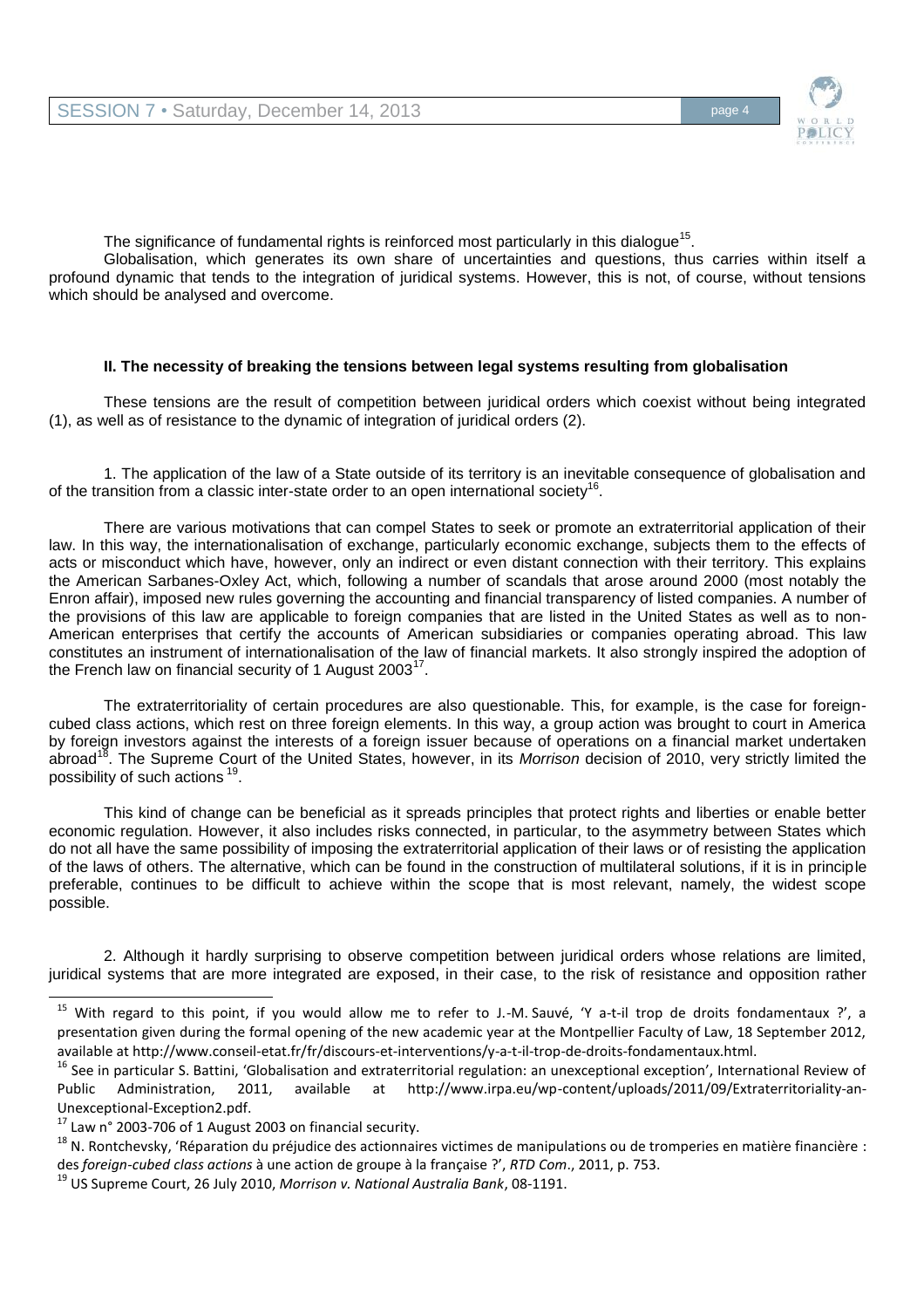The significance of fundamental rights is reinforced most particularly in this dialogue[15].

Globalisation, which generates its own share of uncertainties and questions, thus carries within itself a profound dynamic that tends to the integration of juridical systems. However, this is not, of course, without tensions which should be analysed and overcome.

### II. The necessity of breaking the tensions between legal systems resulting from globalisation

These tensions are the result of competition between juridical orders which coexist without being integrated (1), as well as of resistance to the dynamic of integration of juridical orders (2).

1. The application of the law of a State outside of its territory is an inevitable consequence of globalisation and of the transition from a classic inter-state order to an open international society[16].

There are various motivations that can compel States to seek or promote an extraterritorial application of their law. In this way, the internationalisation of exchange, particularly economic exchange, subjects them to the effects of acts or misconduct which have, however, only an indirect or even distant connection with their territory. This explains the American Sarbanes-Oxley Act, which, following a number of scandals that arose around 2000 (most notably the Enron affair), imposed new rules governing the accounting and financial transparency of listed companies. A number of the provisions of this law are applicable to foreign companies that are listed in the United States as well as to non-American enterprises that certify the accounts of American subsidiaries or companies operating abroad. This law constitutes an instrument of internationalisation of the law of financial markets. It also strongly inspired the adoption of the French law on financial security of 1 August 2003[17].

The extraterritoriality of certain procedures are also questionable. This, for example, is the case for foreign-cubed class actions, which rest on three foreign elements. In this way, a group action was brought to court in America by foreign investors against the interests of a foreign issuer because of operations on a financial market undertaken abroad[18]. The Supreme Court of the United States, however, in its *Morrison* decision of 2010, very strictly limited the possibility of such actions [19].

This kind of change can be beneficial as it spreads principles that protect rights and liberties or enable better economic regulation. However, it also includes risks connected, in particular, to the asymmetry between States which do not all have the same possibility of imposing the extraterritorial application of their laws or of resisting the application of the laws of others. The alternative, which can be found in the construction of multilateral solutions, if it is in principle preferable, continues to be difficult to achieve within the scope that is most relevant, namely, the widest scope possible.

2. Although it hardly surprising to observe competition between juridical orders whose relations are limited, juridical systems that are more integrated are exposed, in their case, to the risk of resistance and opposition rather

---

[15] With regard to this point, if you would allow me to refer to J.-M. Sauvé, 'Y a-t-il trop de droits fondamentaux ?', a presentation given during the formal opening of the new academic year at the Montpellier Faculty of Law, 18 September 2012, available at http://www.conseil-etat.fr/fr/discours-et-interventions/y-a-t-il-trop-de-droits-fondamentaux.html.

[16] See in particular S. Battini, 'Globalisation and extraterritorial regulation: an unexceptional exception', International Review of Public Administration, 2011, available at http://www.irpa.eu/wp-content/uploads/2011/09/Extraterritoriality-an-Unexceptional-Exception2.pdf.

[17] Law n° 2003-706 of 1 August 2003 on financial security.

[18] N. Rontchevsky, 'Réparation du préjudice des actionnaires victimes de manipulations ou de tromperies en matière financière : des *foreign-cubed class actions* à une action de groupe à la française ?', *RTD Com*., 2011, p. 753.

[19] US Supreme Court, 26 July 2010, *Morrison v. National Australia Bank*, 08-1191.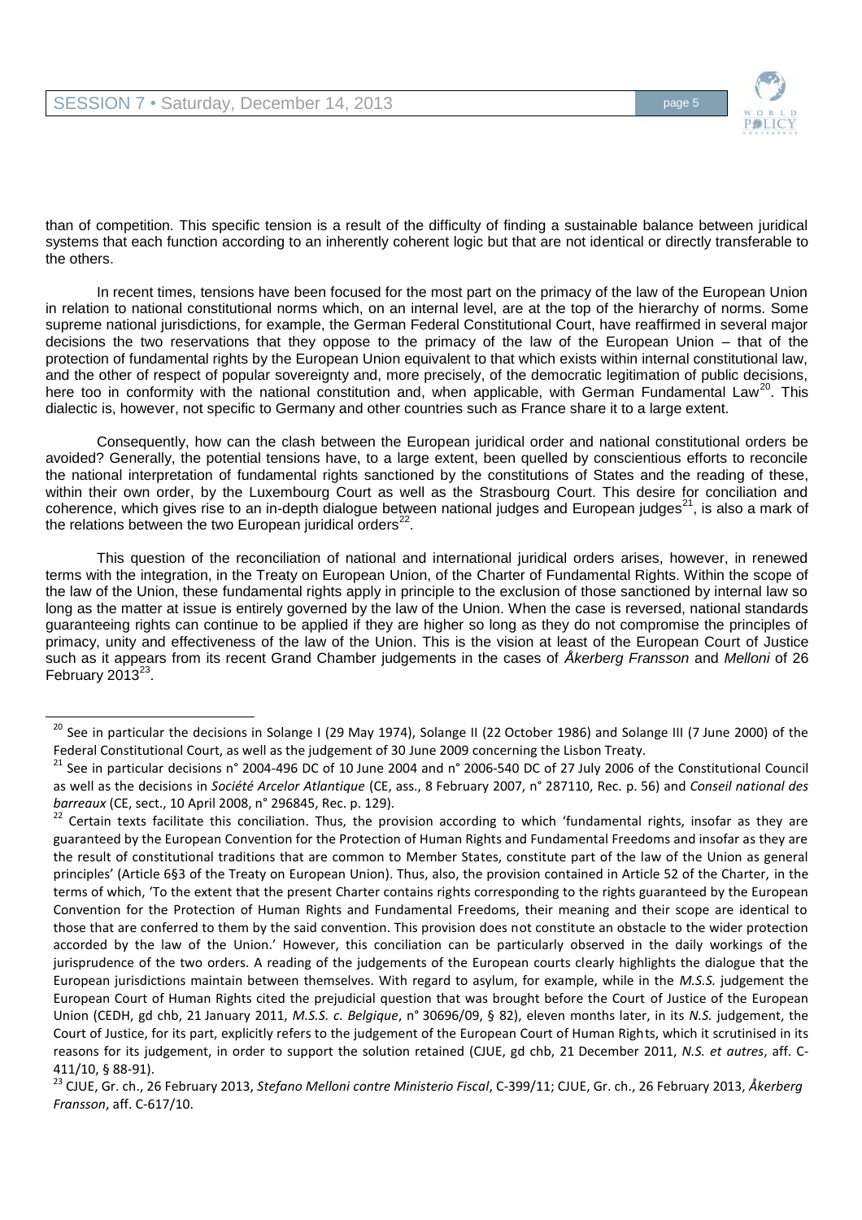than of competition. This specific tension is a result of the difficulty of finding a sustainable balance between juridical systems that each function according to an inherently coherent logic but that are not identical or directly transferable to the others.

In recent times, tensions have been focused for the most part on the primacy of the law of the European Union in relation to national constitutional norms which, on an internal level, are at the top of the hierarchy of norms. Some supreme national jurisdictions, for example, the German Federal Constitutional Court, have reaffirmed in several major decisions the two reservations that they oppose to the primacy of the law of the European Union – that of the protection of fundamental rights by the European Union equivalent to that which exists within internal constitutional law, and the other of respect of popular sovereignty and, more precisely, of the democratic legitimation of public decisions, here too in conformity with the national constitution and, when applicable, with German Fundamental Law[20]. This dialectic is, however, not specific to Germany and other countries such as France share it to a large extent.

Consequently, how can the clash between the European juridical order and national constitutional orders be avoided? Generally, the potential tensions have, to a large extent, been quelled by conscientious efforts to reconcile the national interpretation of fundamental rights sanctioned by the constitutions of States and the reading of these, within their own order, by the Luxembourg Court as well as the Strasbourg Court. This desire for conciliation and coherence, which gives rise to an in-depth dialogue between national judges and European judges[21], is also a mark of the relations between the two European juridical orders[22].

This question of the reconciliation of national and international juridical orders arises, however, in renewed terms with the integration, in the Treaty on European Union, of the Charter of Fundamental Rights. Within the scope of the law of the Union, these fundamental rights apply in principle to the exclusion of those sanctioned by internal law so long as the matter at issue is entirely governed by the law of the Union. When the case is reversed, national standards guaranteeing rights can continue to be applied if they are higher so long as they do not compromise the principles of primacy, unity and effectiveness of the law of the Union. This is the vision at least of the European Court of Justice such as it appears from its recent Grand Chamber judgements in the cases of *Åkerberg Fransson* and *Melloni* of 26 February 2013[23].

---

[20] See in particular the decisions in Solange I (29 May 1974), Solange II (22 October 1986) and Solange III (7 June 2000) of the Federal Constitutional Court, as well as the judgement of 30 June 2009 concerning the Lisbon Treaty.

[21] See in particular decisions n° 2004-496 DC of 10 June 2004 and n° 2006-540 DC of 27 July 2006 of the Constitutional Council as well as the decisions in *Société Arcelor Atlantique* (CE, ass., 8 February 2007, n° 287110, Rec. p. 56) and *Conseil national des barreaux* (CE, sect., 10 April 2008, n° 296845, Rec. p. 129).

[22] Certain texts facilitate this conciliation. Thus, the provision according to which 'fundamental rights, insofar as they are guaranteed by the European Convention for the Protection of Human Rights and Fundamental Freedoms and insofar as they are the result of constitutional traditions that are common to Member States, constitute part of the law of the Union as general principles' (Article 6§3 of the Treaty on European Union). Thus, also, the provision contained in Article 52 of the Charter, in the terms of which, 'To the extent that the present Charter contains rights corresponding to the rights guaranteed by the European Convention for the Protection of Human Rights and Fundamental Freedoms, their meaning and their scope are identical to those that are conferred to them by the said convention. This provision does not constitute an obstacle to the wider protection accorded by the law of the Union.' However, this conciliation can be particularly observed in the daily workings of the jurisprudence of the two orders. A reading of the judgements of the European courts clearly highlights the dialogue that the European jurisdictions maintain between themselves. With regard to asylum, for example, while in the *M.S.S.* judgement the European Court of Human Rights cited the prejudicial question that was brought before the Court of Justice of the European Union (CEDH, gd chb, 21 January 2011, *M.S.S. c. Belgique*, n° 30696/09, § 82), eleven months later, in its *N.S.* judgement, the Court of Justice, for its part, explicitly refers to the judgement of the European Court of Human Rights, which it scrutinised in its reasons for its judgement, in order to support the solution retained (CJUE, gd chb, 21 December 2011, *N.S. et autres*, aff. C-411/10, § 88-91).

[23] CJUE, Gr. ch., 26 February 2013, *Stefano Melloni contre Ministerio Fiscal*, C-399/11; CJUE, Gr. ch., 26 February 2013, *Åkerberg Fransson*, aff. C-617/10.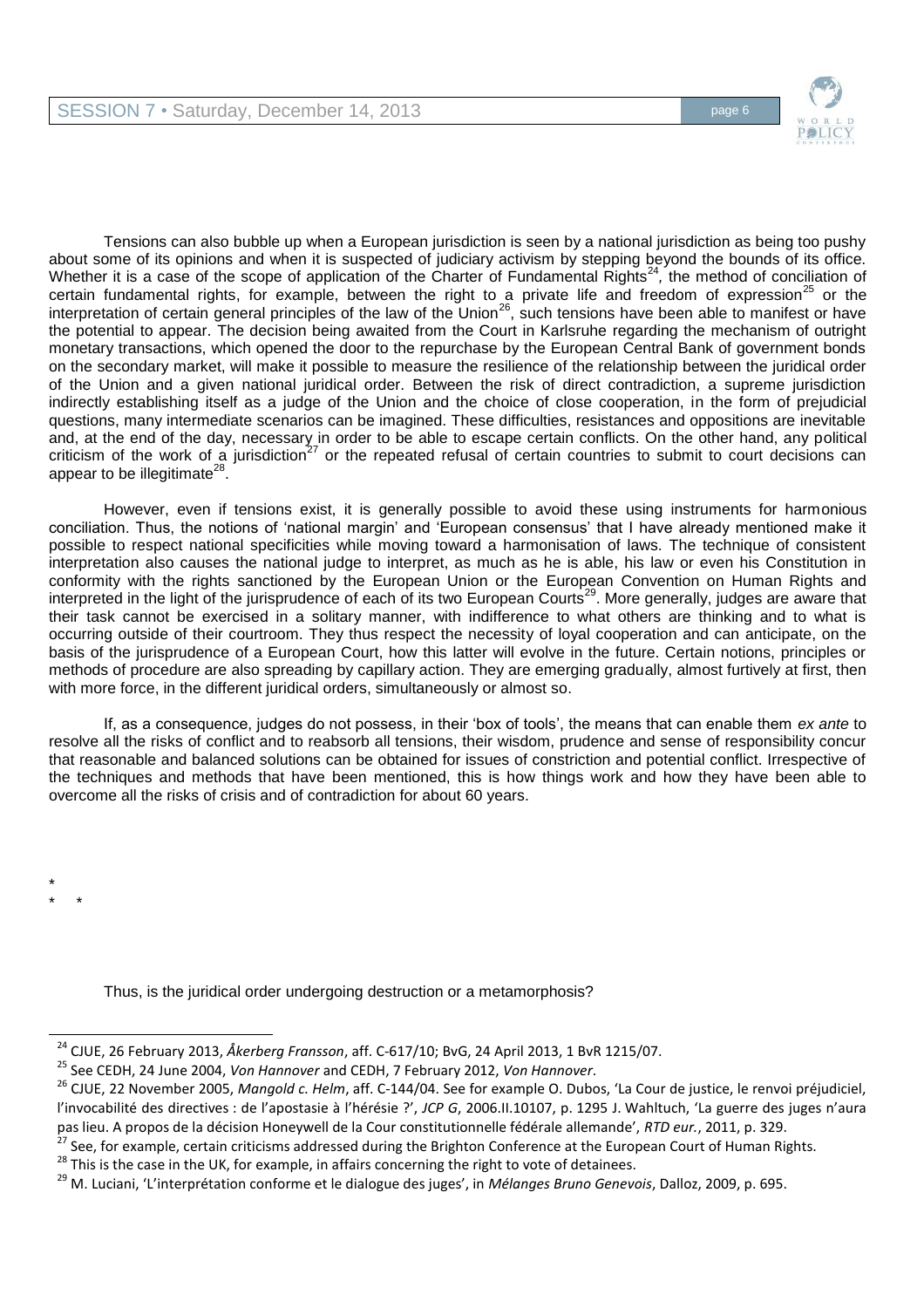Tensions can also bubble up when a European jurisdiction is seen by a national jurisdiction as being too pushy about some of its opinions and when it is suspected of judiciary activism by stepping beyond the bounds of its office. Whether it is a case of the scope of application of the Charter of Fundamental Rights[24], the method of conciliation of certain fundamental rights, for example, between the right to a private life and freedom of expression[25] or the interpretation of certain general principles of the law of the Union[26], such tensions have been able to manifest or have the potential to appear. The decision being awaited from the Court in Karlsruhe regarding the mechanism of outright monetary transactions, which opened the door to the repurchase by the European Central Bank of government bonds on the secondary market, will make it possible to measure the resilience of the relationship between the juridical order of the Union and a given national juridical order. Between the risk of direct contradiction, a supreme jurisdiction indirectly establishing itself as a judge of the Union and the choice of close cooperation, in the form of prejudicial questions, many intermediate scenarios can be imagined. These difficulties, resistances and oppositions are inevitable and, at the end of the day, necessary in order to be able to escape certain conflicts. On the other hand, any political criticism of the work of a jurisdiction[27] or the repeated refusal of certain countries to submit to court decisions can appear to be illegitimate[28].

However, even if tensions exist, it is generally possible to avoid these using instruments for harmonious conciliation. Thus, the notions of 'national margin' and 'European consensus' that I have already mentioned make it possible to respect national specificities while moving toward a harmonisation of laws. The technique of consistent interpretation also causes the national judge to interpret, as much as he is able, his law or even his Constitution in conformity with the rights sanctioned by the European Union or the European Convention on Human Rights and interpreted in the light of the jurisprudence of each of its two European Courts[29]. More generally, judges are aware that their task cannot be exercised in a solitary manner, with indifference to what others are thinking and to what is occurring outside of their courtroom. They thus respect the necessity of loyal cooperation and can anticipate, on the basis of the jurisprudence of a European Court, how this latter will evolve in the future. Certain notions, principles or methods of procedure are also spreading by capillary action. They are emerging gradually, almost furtively at first, then with more force, in the different juridical orders, simultaneously or almost so.

If, as a consequence, judges do not possess, in their 'box of tools', the means that can enable them *ex ante* to resolve all the risks of conflict and to reabsorb all tensions, their wisdom, prudence and sense of responsibility concur that reasonable and balanced solutions can be obtained for issues of constriction and potential conflict. Irrespective of the techniques and methods that have been mentioned, this is how things work and how they have been able to overcome all the risks of crisis and of contradiction for about 60 years.

\*

\*  \*

Thus, is the juridical order undergoing destruction or a metamorphosis?

---

[24] CJUE, 26 February 2013, *Åkerberg Fransson*, aff. C-617/10; BvG, 24 April 2013, 1 BvR 1215/07.

[25] See CEDH, 24 June 2004, *Von Hannover* and CEDH, 7 February 2012, *Von Hannover*.

[26] CJUE, 22 November 2005, *Mangold c. Helm*, aff. C-144/04. See for example O. Dubos, 'La Cour de justice, le renvoi préjudiciel, l'invocabilité des directives : de l'apostasie à l'hérésie ?', *JCP G*, 2006.II.10107, p. 1295 J. Wahltuch, 'La guerre des juges n'aura pas lieu. A propos de la décision Honeywell de la Cour constitutionnelle fédérale allemande', *RTD eur.*, 2011, p. 329.

[27] See, for example, certain criticisms addressed during the Brighton Conference at the European Court of Human Rights.

[28] This is the case in the UK, for example, in affairs concerning the right to vote of detainees.

[29] M. Luciani, 'L'interprétation conforme et le dialogue des juges', in *Mélanges Bruno Genevois*, Dalloz, 2009, p. 695.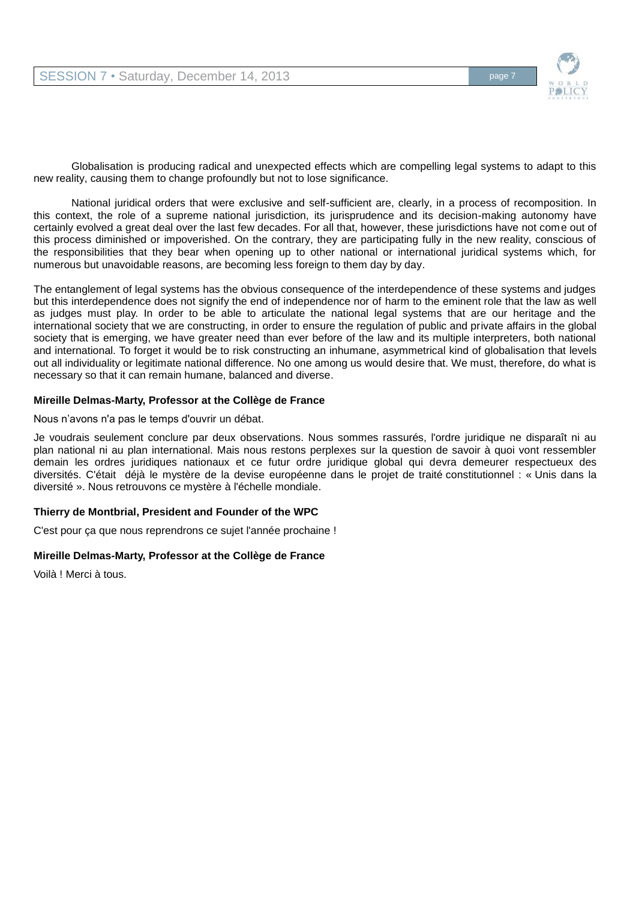Globalisation is producing radical and unexpected effects which are compelling legal systems to adapt to this new reality, causing them to change profoundly but not to lose significance.

National juridical orders that were exclusive and self-sufficient are, clearly, in a process of recomposition. In this context, the role of a supreme national jurisdiction, its jurisprudence and its decision-making autonomy have certainly evolved a great deal over the last few decades. For all that, however, these jurisdictions have not come out of this process diminished or impoverished. On the contrary, they are participating fully in the new reality, conscious of the responsibilities that they bear when opening up to other national or international juridical systems which, for numerous but unavoidable reasons, are becoming less foreign to them day by day.

The entanglement of legal systems has the obvious consequence of the interdependence of these systems and judges but this interdependence does not signify the end of independence nor of harm to the eminent role that the law as well as judges must play. In order to be able to articulate the national legal systems that are our heritage and the international society that we are constructing, in order to ensure the regulation of public and private affairs in the global society that is emerging, we have greater need than ever before of the law and its multiple interpreters, both national and international. To forget it would be to risk constructing an inhumane, asymmetrical kind of globalisation that levels out all individuality or legitimate national difference. No one among us would desire that. We must, therefore, do what is necessary so that it can remain humane, balanced and diverse.

**Mireille Delmas-Marty, Professor at the Collège de France**

Nous n'avons n'a pas le temps d'ouvrir un débat.

Je voudrais seulement conclure par deux observations. Nous sommes rassurés, l'ordre juridique ne disparaît ni au plan national ni au plan international. Mais nous restons perplexes sur la question de savoir à quoi vont ressembler demain les ordres juridiques nationaux et ce futur ordre juridique global qui devra demeurer respectueux des diversités. C'était déjà le mystère de la devise européenne dans le projet de traité constitutionnel : « Unis dans la diversité ». Nous retrouvons ce mystère à l'échelle mondiale.

**Thierry de Montbrial, President and Founder of the WPC**

C'est pour ça que nous reprendrons ce sujet l'année prochaine !

**Mireille Delmas-Marty, Professor at the Collège de France**

Voilà ! Merci à tous.